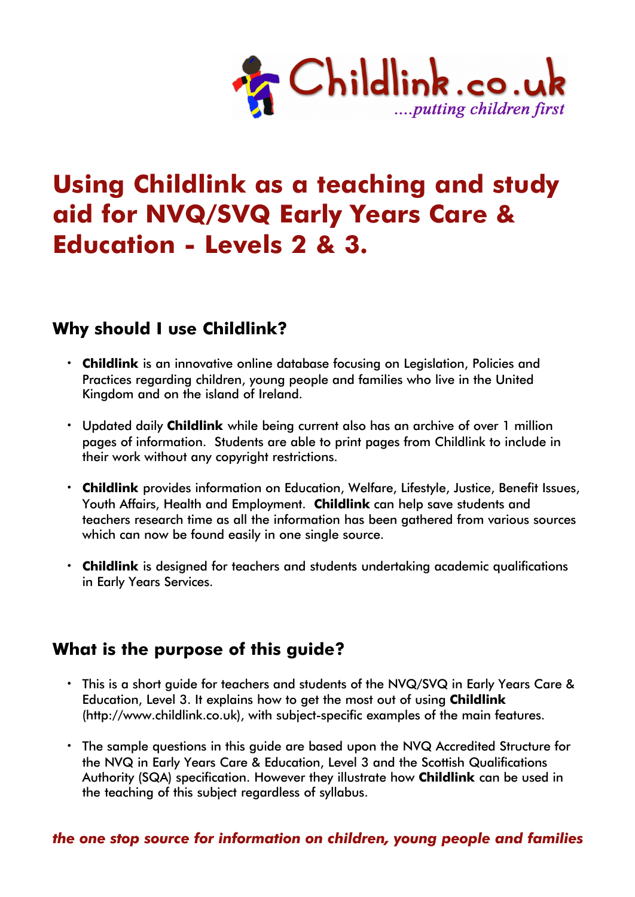Childlink.co.uk

*....putting children first*

# Using Childlink as a teaching and study aid for NVQ/SVQ Early Years Care & Education - Levels 2 & 3.

## Why should I use Childlink?

- **Childlink** is an innovative online database focusing on Legislation, Policies and Practices regarding children, young people and families who live in the United Kingdom and on the island of Ireland.
- Updated daily **Childlink** while being current also has an archive of over 1 million pages of information. Students are able to print pages from Childlink to include in their work without any copyright restrictions.
- **Childlink** provides information on Education, Welfare, Lifestyle, Justice, Benefit Issues, Youth Affairs, Health and Employment. **Childlink** can help save students and teachers research time as all the information has been gathered from various sources which can now be found easily in one single source.
- **Childlink** is designed for teachers and students undertaking academic qualifications in Early Years Services.

## What is the purpose of this guide?

- This is a short guide for teachers and students of the NVQ/SVQ in Early Years Care & Education, Level 3. It explains how to get the most out of using **Childlink** (http://www.childlink.co.uk), with subject-specific examples of the main features.
- The sample questions in this guide are based upon the NVQ Accredited Structure for the NVQ in Early Years Care & Education, Level 3 and the Scottish Qualifications Authority (SQA) specification. However they illustrate how **Childlink** can be used in the teaching of this subject regardless of syllabus.

***the one stop source for information on children, young people and families***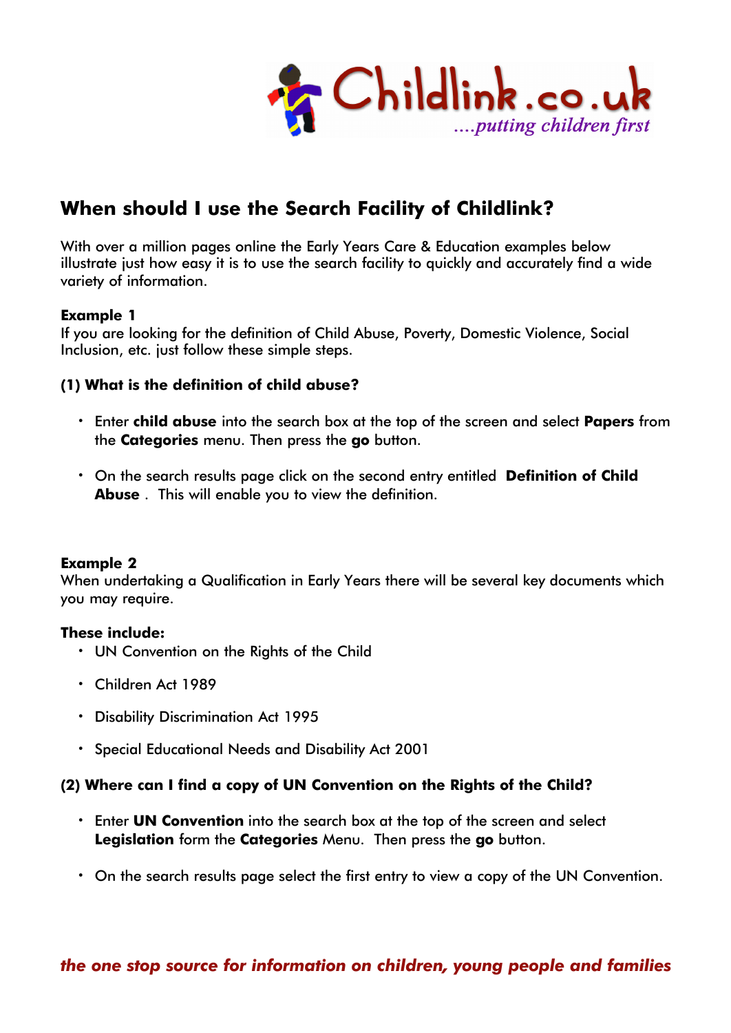## When should I use the Search Facility of Childlink?

With over a million pages online the Early Years Care & Education examples below illustrate just how easy it is to use the search facility to quickly and accurately find a wide variety of information.

**Example 1**
If you are looking for the definition of Child Abuse, Poverty, Domestic Violence, Social Inclusion, etc. just follow these simple steps.

**(1) What is the definition of child abuse?**

- Enter **child abuse** into the search box at the top of the screen and select **Papers** from the **Categories** menu. Then press the **go** button.
- On the search results page click on the second entry entitled **Definition of Child Abuse** . This will enable you to view the definition.

**Example 2**
When undertaking a Qualification in Early Years there will be several key documents which you may require.

**These include:**

- UN Convention on the Rights of the Child
- Children Act 1989
- Disability Discrimination Act 1995
- Special Educational Needs and Disability Act 2001

**(2) Where can I find a copy of UN Convention on the Rights of the Child?**

- Enter **UN Convention** into the search box at the top of the screen and select **Legislation** form the **Categories** Menu. Then press the **go** button.
- On the search results page select the first entry to view a copy of the UN Convention.

***the one stop source for information on children, young people and families***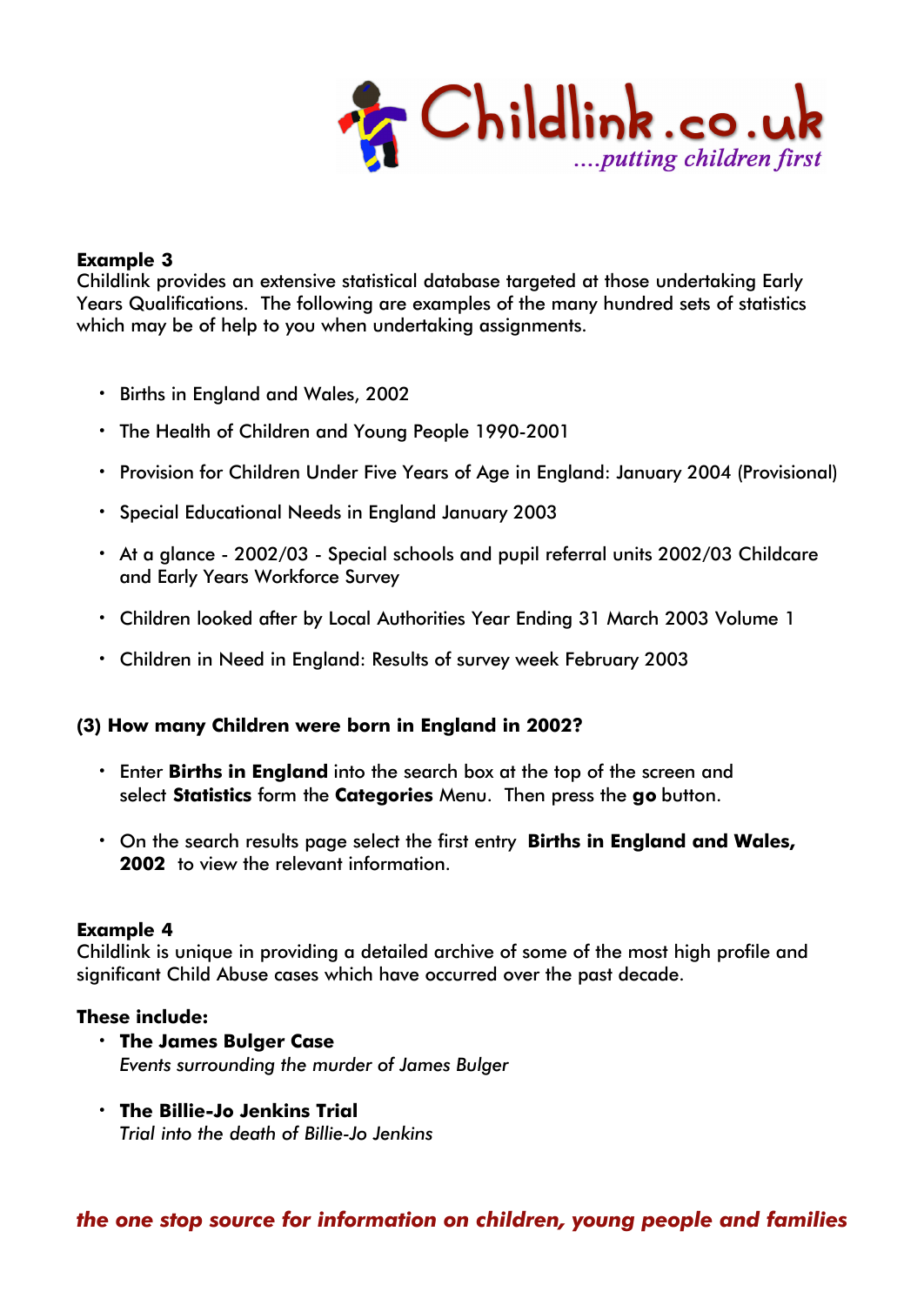**Example 3**
Childlink provides an extensive statistical database targeted at those undertaking Early Years Qualifications. The following are examples of the many hundred sets of statistics which may be of help to you when undertaking assignments.

- Births in England and Wales, 2002
- The Health of Children and Young People 1990-2001
- Provision for Children Under Five Years of Age in England: January 2004 (Provisional)
- Special Educational Needs in England January 2003
- At a glance - 2002/03 - Special schools and pupil referral units 2002/03 Childcare and Early Years Workforce Survey
- Children looked after by Local Authorities Year Ending 31 March 2003 Volume 1
- Children in Need in England: Results of survey week February 2003

**(3) How many Children were born in England in 2002?**

- Enter **Births in England** into the search box at the top of the screen and select **Statistics** form the **Categories** Menu. Then press the **go** button.
- On the search results page select the first entry **Births in England and Wales, 2002** to view the relevant information.

**Example 4**
Childlink is unique in providing a detailed archive of some of the most high profile and significant Child Abuse cases which have occurred over the past decade.

**These include:**

- **The James Bulger Case**
  *Events surrounding the murder of James Bulger*
- **The Billie-Jo Jenkins Trial**
  *Trial into the death of Billie-Jo Jenkins*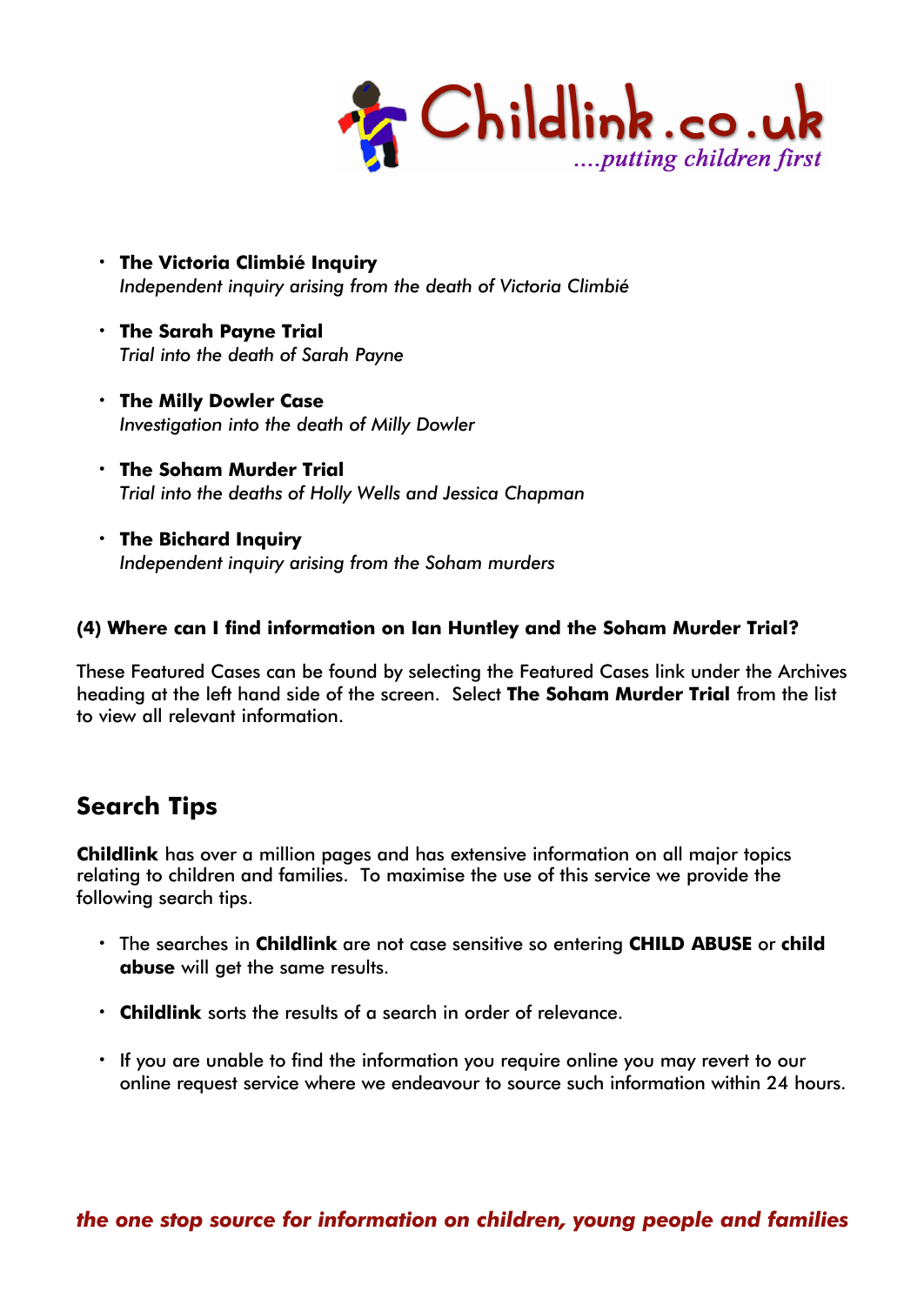- **The Victoria Climbié Inquiry**
  *Independent inquiry arising from the death of Victoria Climbié*

- **The Sarah Payne Trial**
  *Trial into the death of Sarah Payne*

- **The Milly Dowler Case**
  *Investigation into the death of Milly Dowler*

- **The Soham Murder Trial**
  *Trial into the deaths of Holly Wells and Jessica Chapman*

- **The Bichard Inquiry**
  *Independent inquiry arising from the Soham murders*

#### (4) Where can I find information on Ian Huntley and the Soham Murder Trial?

These Featured Cases can be found by selecting the Featured Cases link under the Archives heading at the left hand side of the screen. Select **The Soham Murder Trial** from the list to view all relevant information.

## Search Tips

**Childlink** has over a million pages and has extensive information on all major topics relating to children and families. To maximise the use of this service we provide the following search tips.

- The searches in **Childlink** are not case sensitive so entering **CHILD ABUSE** or **child abuse** will get the same results.

- **Childlink** sorts the results of a search in order of relevance.

- If you are unable to find the information you require online you may revert to our online request service where we endeavour to source such information within 24 hours.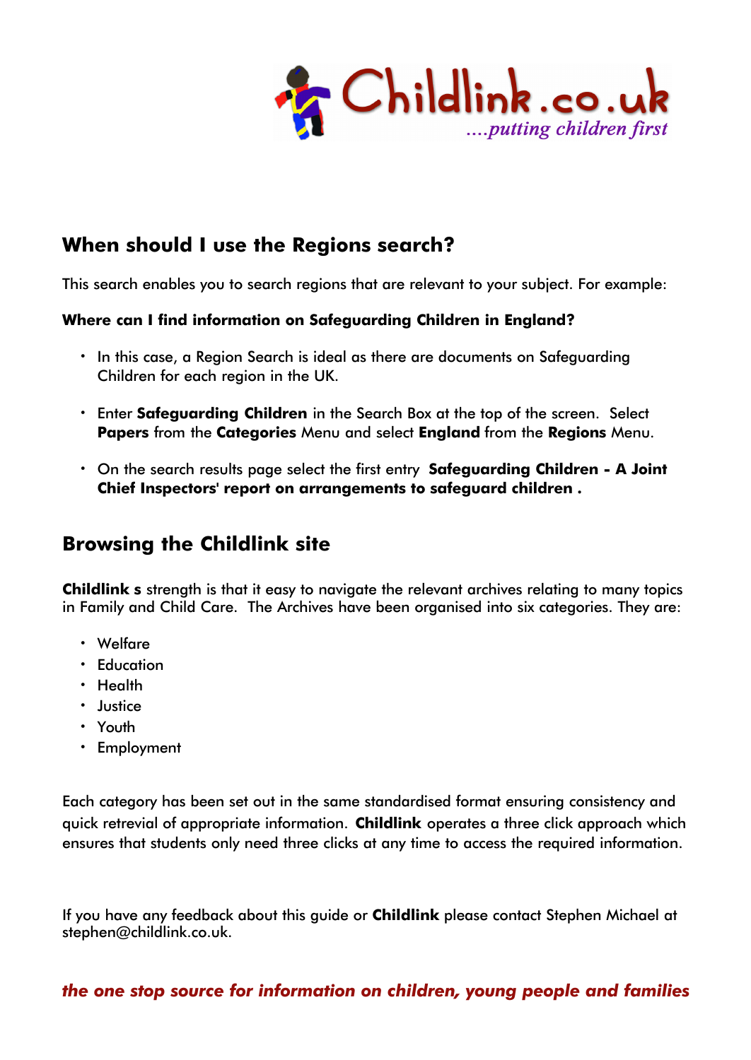Childlink.co.uk

*....putting children first*

## When should I use the Regions search?

This search enables you to search regions that are relevant to your subject. For example:

**Where can I find information on Safeguarding Children in England?**

- In this case, a Region Search is ideal as there are documents on Safeguarding Children for each region in the UK.
- Enter **Safeguarding Children** in the Search Box at the top of the screen. Select **Papers** from the **Categories** Menu and select **England** from the **Regions** Menu.
- On the search results page select the first entry **Safeguarding Children - A Joint Chief Inspectors' report on arrangements to safeguard children .**

## Browsing the Childlink site

**Childlink s** strength is that it easy to navigate the relevant archives relating to many topics in Family and Child Care. The Archives have been organised into six categories. They are:

- Welfare
- Education
- Health
- Justice
- Youth
- Employment

Each category has been set out in the same standardised format ensuring consistency and quick retrevial of appropriate information. **Childlink** operates a three click approach which ensures that students only need three clicks at any time to access the required information.

If you have any feedback about this guide or **Childlink** please contact Stephen Michael at stephen@childlink.co.uk.

***the one stop source for information on children, young people and families***